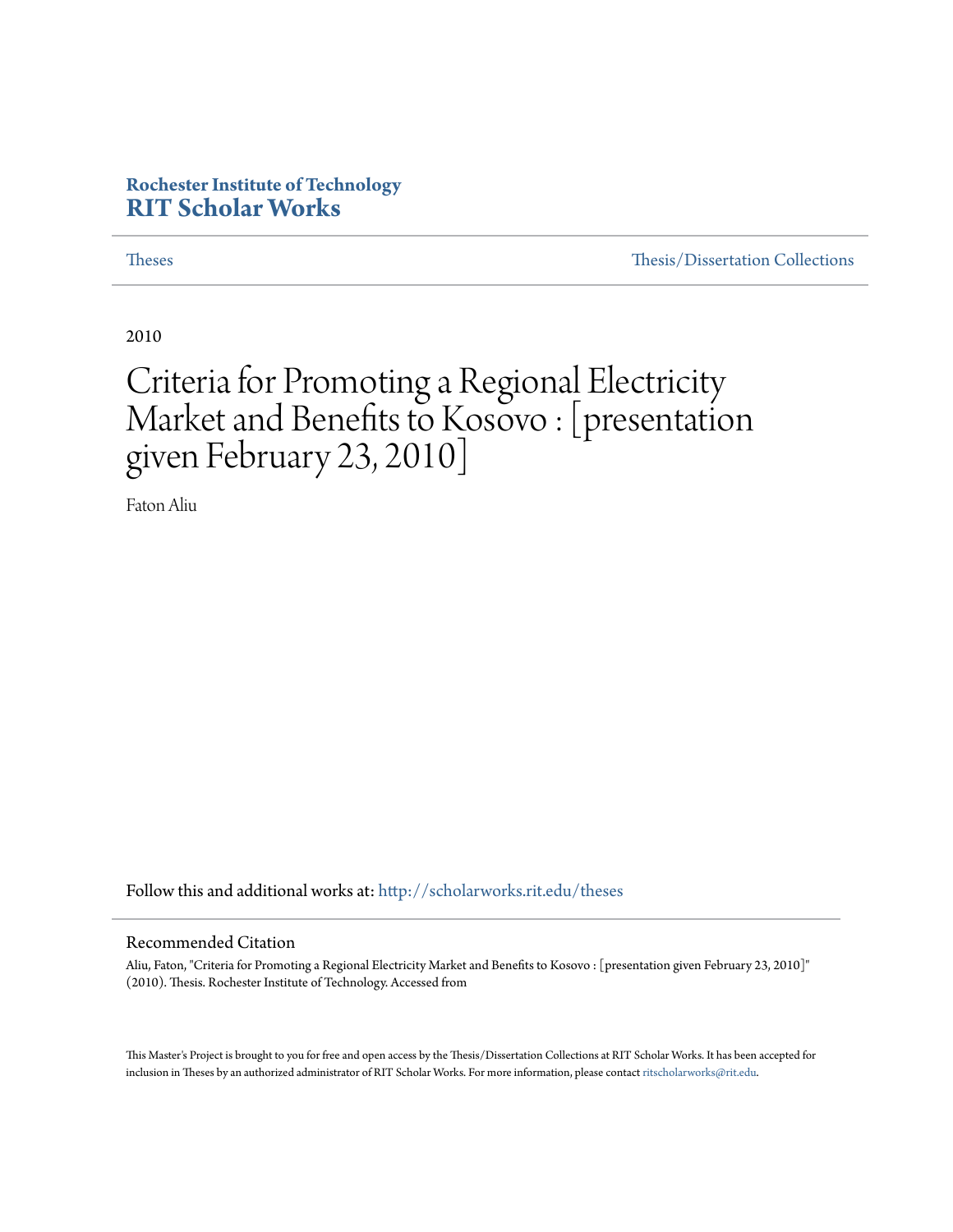Rochester Institute of Technology
**RIT Scholar Works**

Theses | Thesis/Dissertation Collections

2010

# Criteria for Promoting a Regional Electricity Market and Benefits to Kosovo : [presentation given February 23, 2010]

Faton Aliu

Follow this and additional works at: http://scholarworks.rit.edu/theses

## Recommended Citation

Aliu, Faton, "Criteria for Promoting a Regional Electricity Market and Benefits to Kosovo : [presentation given February 23, 2010]" (2010). Thesis. Rochester Institute of Technology. Accessed from

This Master's Project is brought to you for free and open access by the Thesis/Dissertation Collections at RIT Scholar Works. It has been accepted for inclusion in Theses by an authorized administrator of RIT Scholar Works. For more information, please contact ritscholarworks@rit.edu.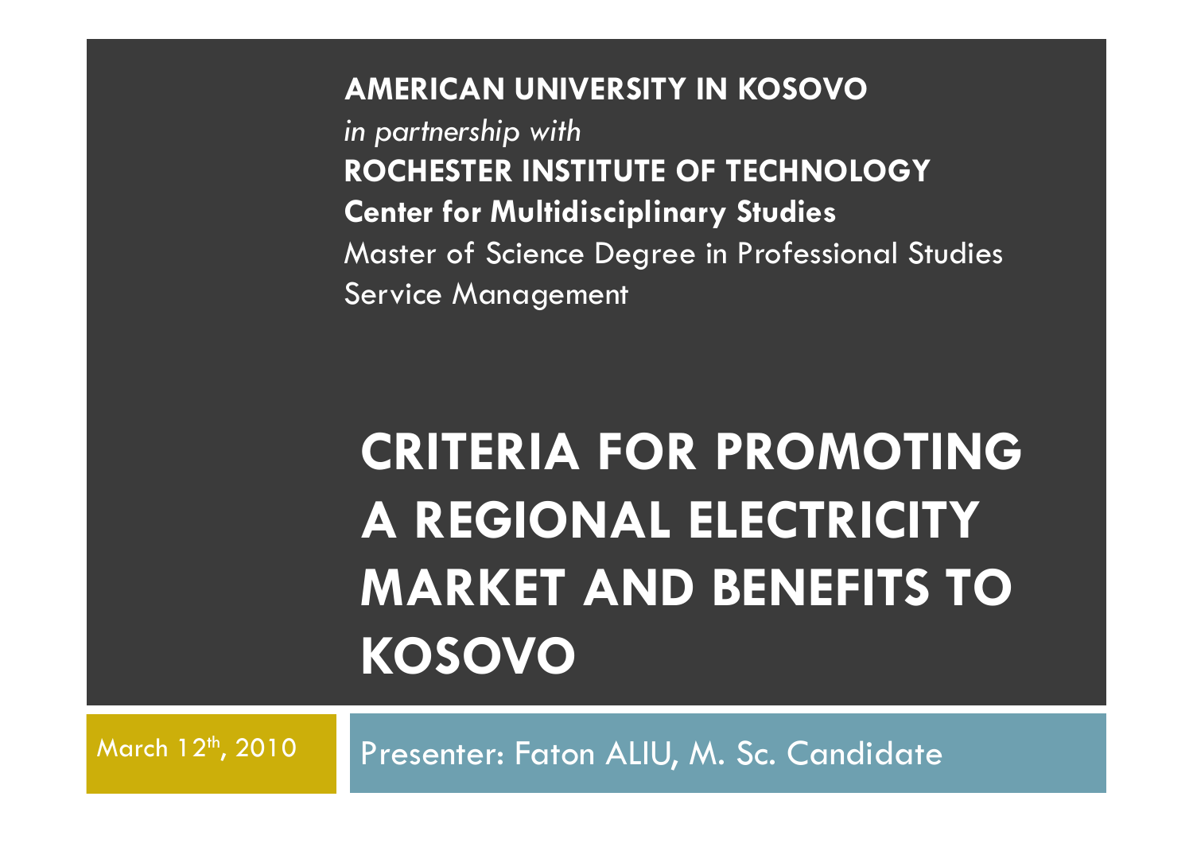**AMERICAN UNIVERSITY IN KOSOVO**

*in partnership with*

**ROCHESTER INSTITUTE OF TECHNOLOGY**

**Center for Multidisciplinary Studies**

Master of Science Degree in Professional Studies

Service Management

# CRITERIA FOR PROMOTING A REGIONAL ELECTRICITY MARKET AND BENEFITS TO KOSOVO

March 12th, 2010

Presenter: Faton ALIU, M. Sc. Candidate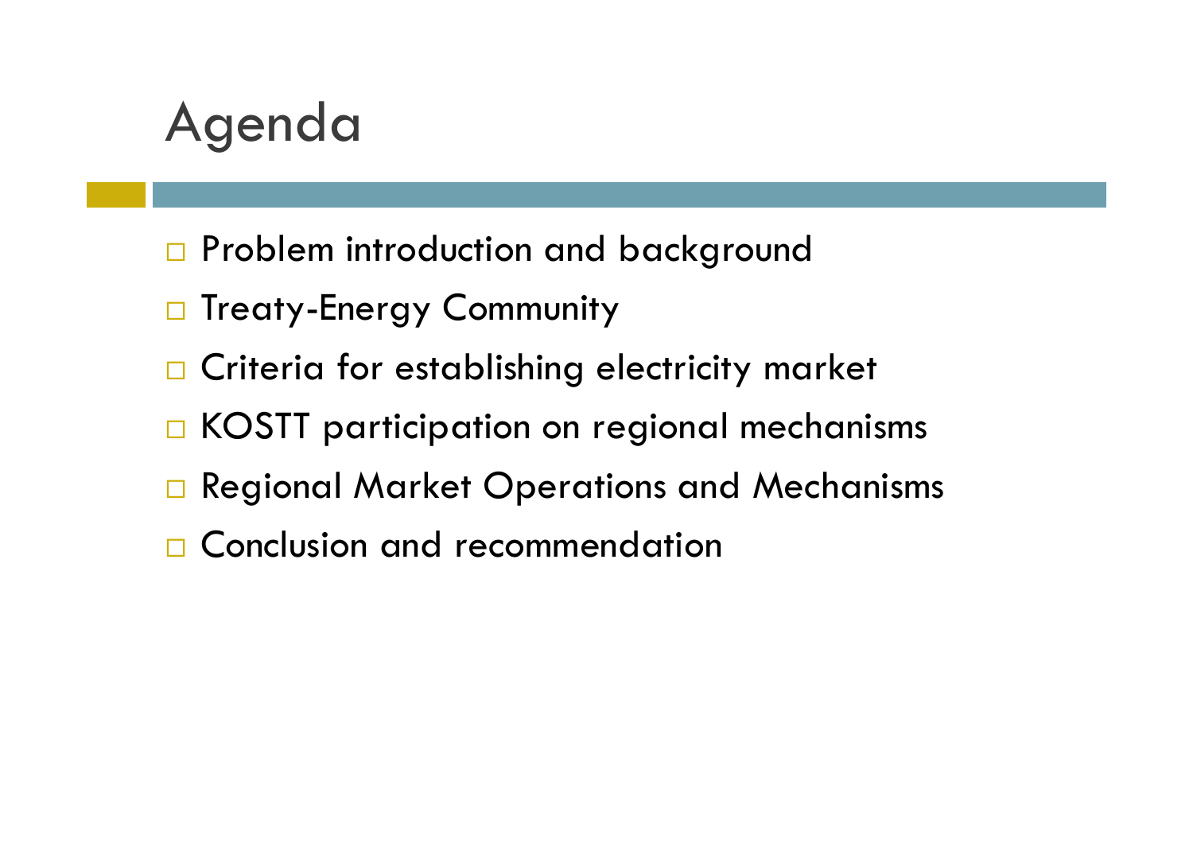# Agenda

- Problem introduction and background
- Treaty-Energy Community
- Criteria for establishing electricity market
- KOSTT participation on regional mechanisms
- Regional Market Operations and Mechanisms
- Conclusion and recommendation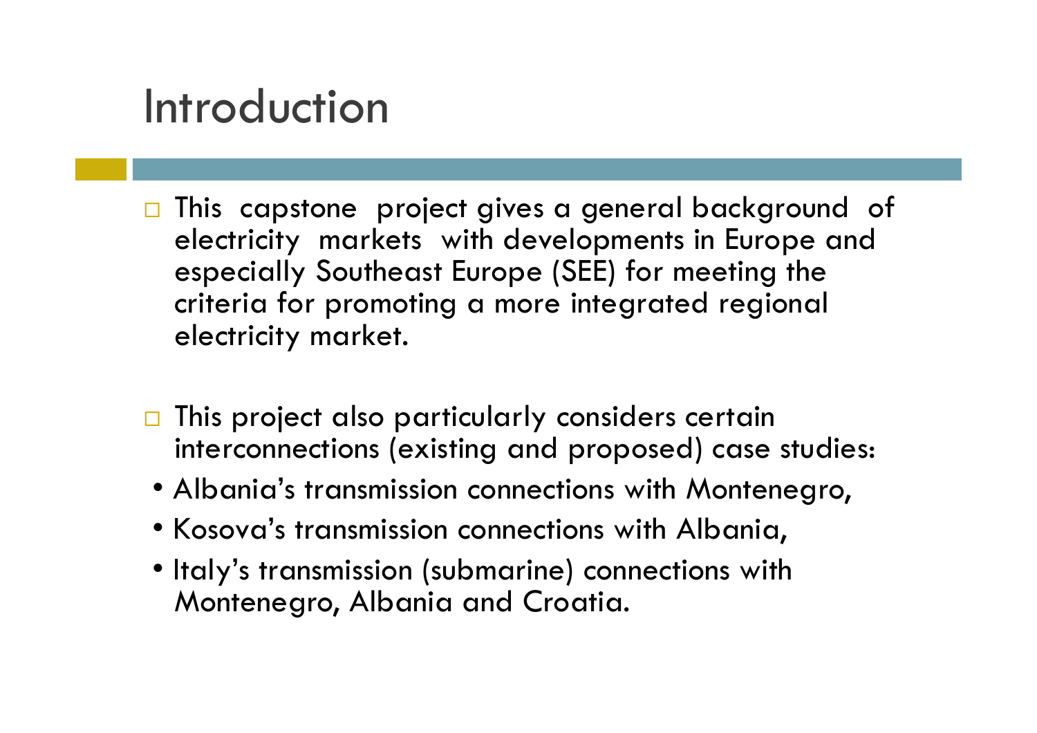# Introduction

- This capstone project gives a general background of electricity markets with developments in Europe and especially Southeast Europe (SEE) for meeting the criteria for promoting a more integrated regional electricity market.

- This project also particularly considers certain interconnections (existing and proposed) case studies:
  - Albania's transmission connections with Montenegro,
  - Kosova's transmission connections with Albania,
  - Italy's transmission (submarine) connections with Montenegro, Albania and Croatia.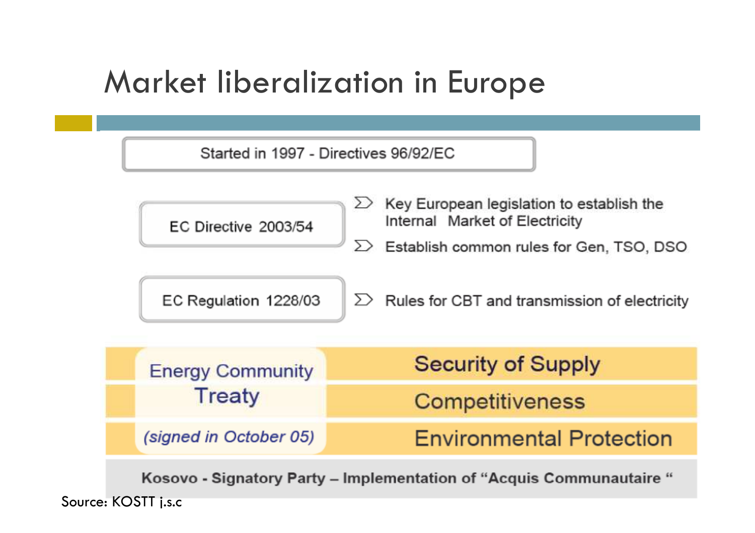# Market liberalization in Europe

Started in 1997 - Directives 96/92/EC

**EC Directive 2003/54**

- Key European legislation to establish the Internal Market of Electricity
- Establish common rules for Gen, TSO, DSO

**EC Regulation 1228/03**

- Rules for CBT and transmission of electricity

**Energy Community Treaty**

*(signed in October 05)*

- Security of Supply
- Competitiveness
- Environmental Protection

**Kosovo - Signatory Party – Implementation of "Acquis Communautaire"**

Source: KOSTT j.s.c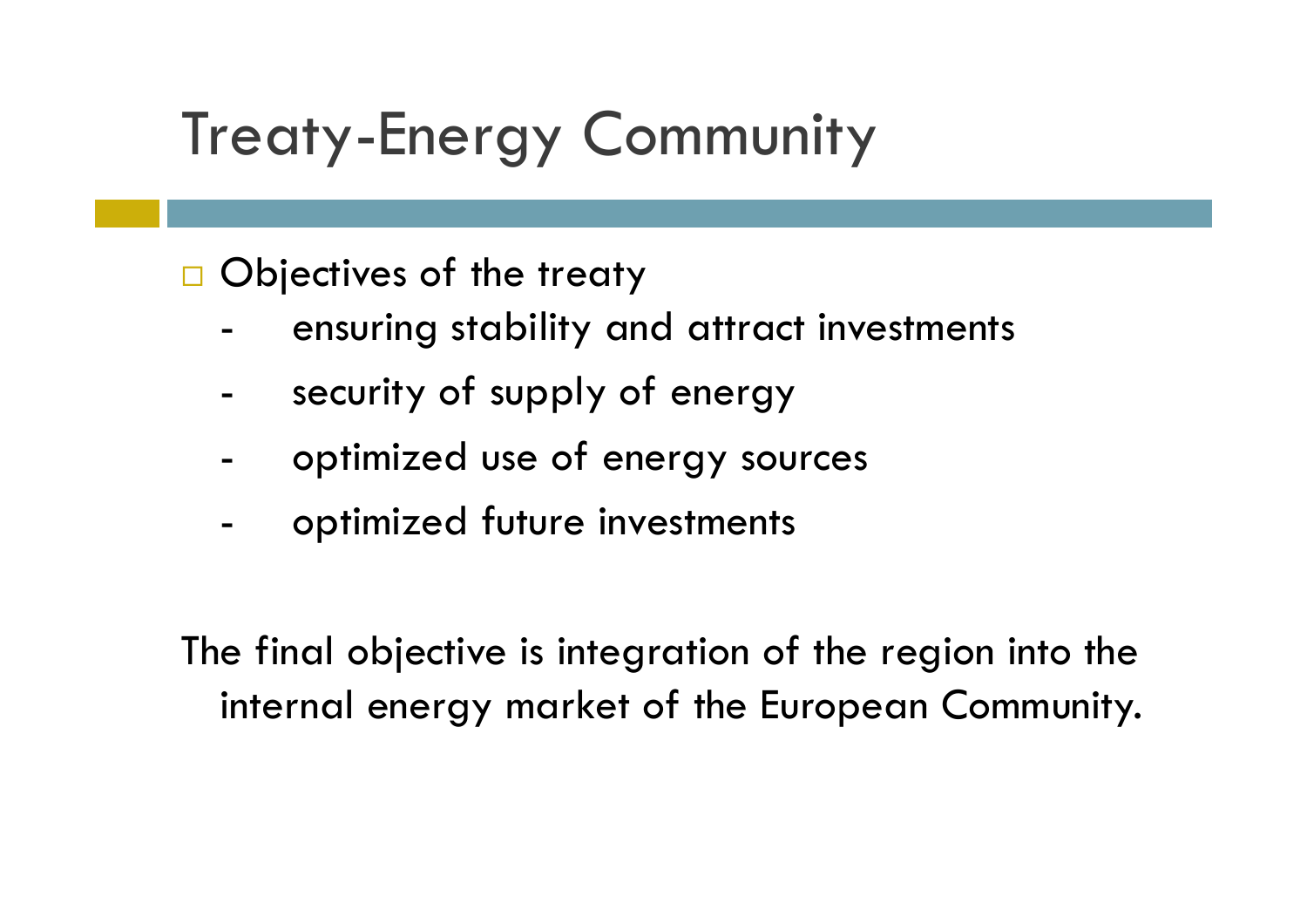# Treaty-Energy Community

- Objectives of the treaty
  - ensuring stability and attract investments
  - security of supply of energy
  - optimized use of energy sources
  - optimized future investments

The final objective is integration of the region into the internal energy market of the European Community.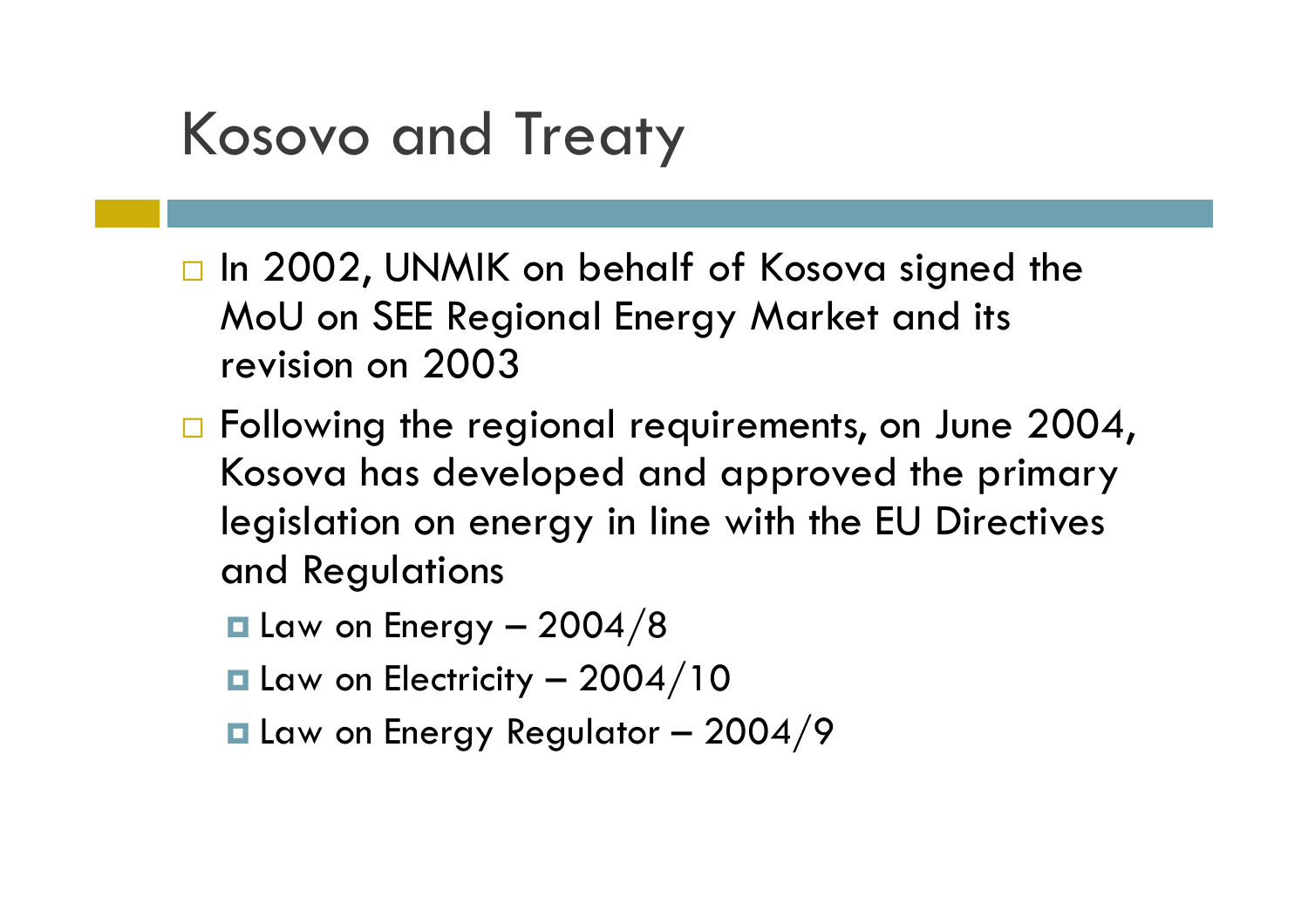# Kosovo and Treaty

- In 2002, UNMIK on behalf of Kosova signed the MoU on SEE Regional Energy Market and its revision on 2003
- Following the regional requirements, on June 2004, Kosova has developed and approved the primary legislation on energy in line with the EU Directives and Regulations
  - Law on Energy – 2004/8
  - Law on Electricity – 2004/10
  - Law on Energy Regulator – 2004/9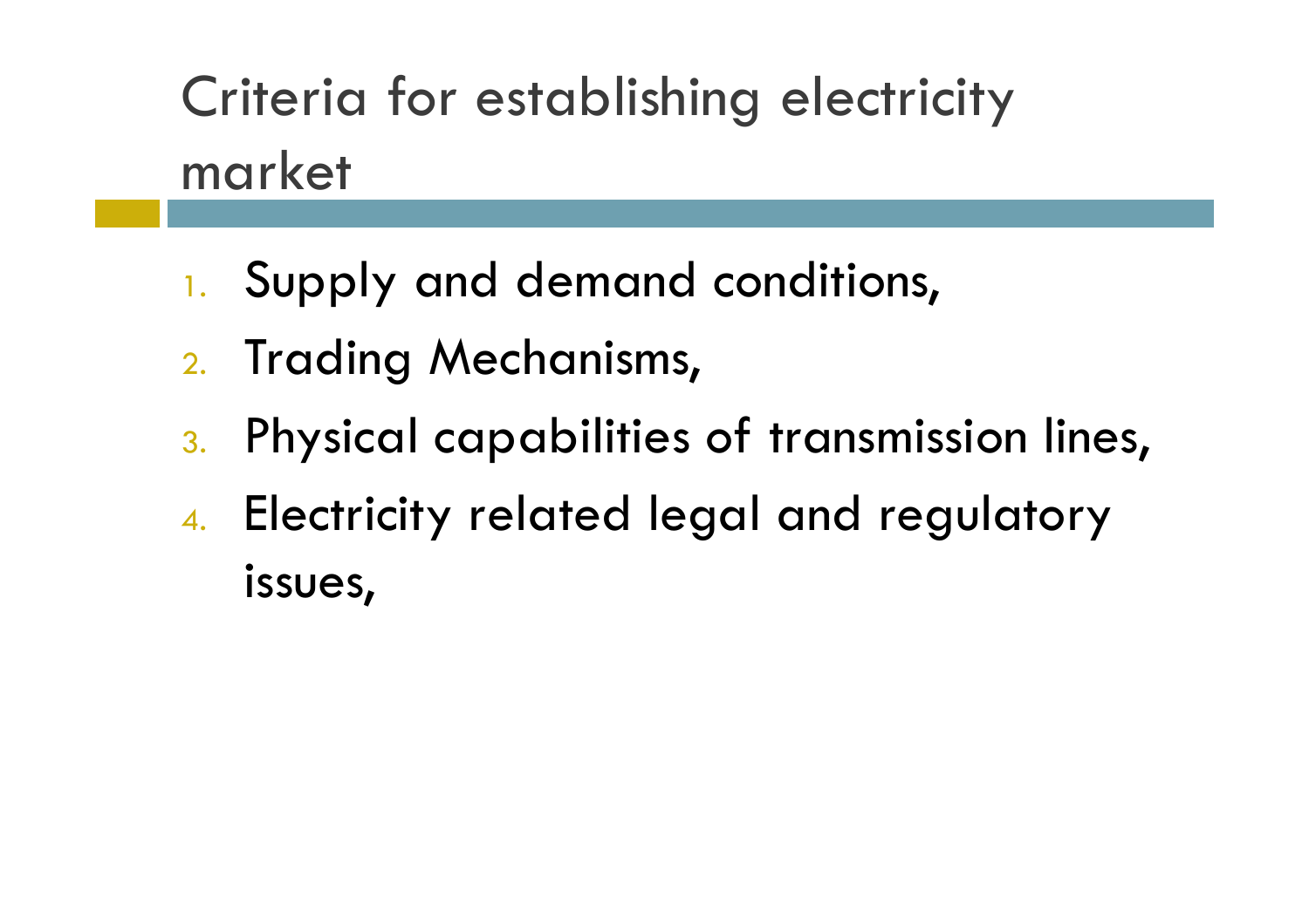# Criteria for establishing electricity market

1. Supply and demand conditions,
2. Trading Mechanisms,
3. Physical capabilities of transmission lines,
4. Electricity related legal and regulatory issues,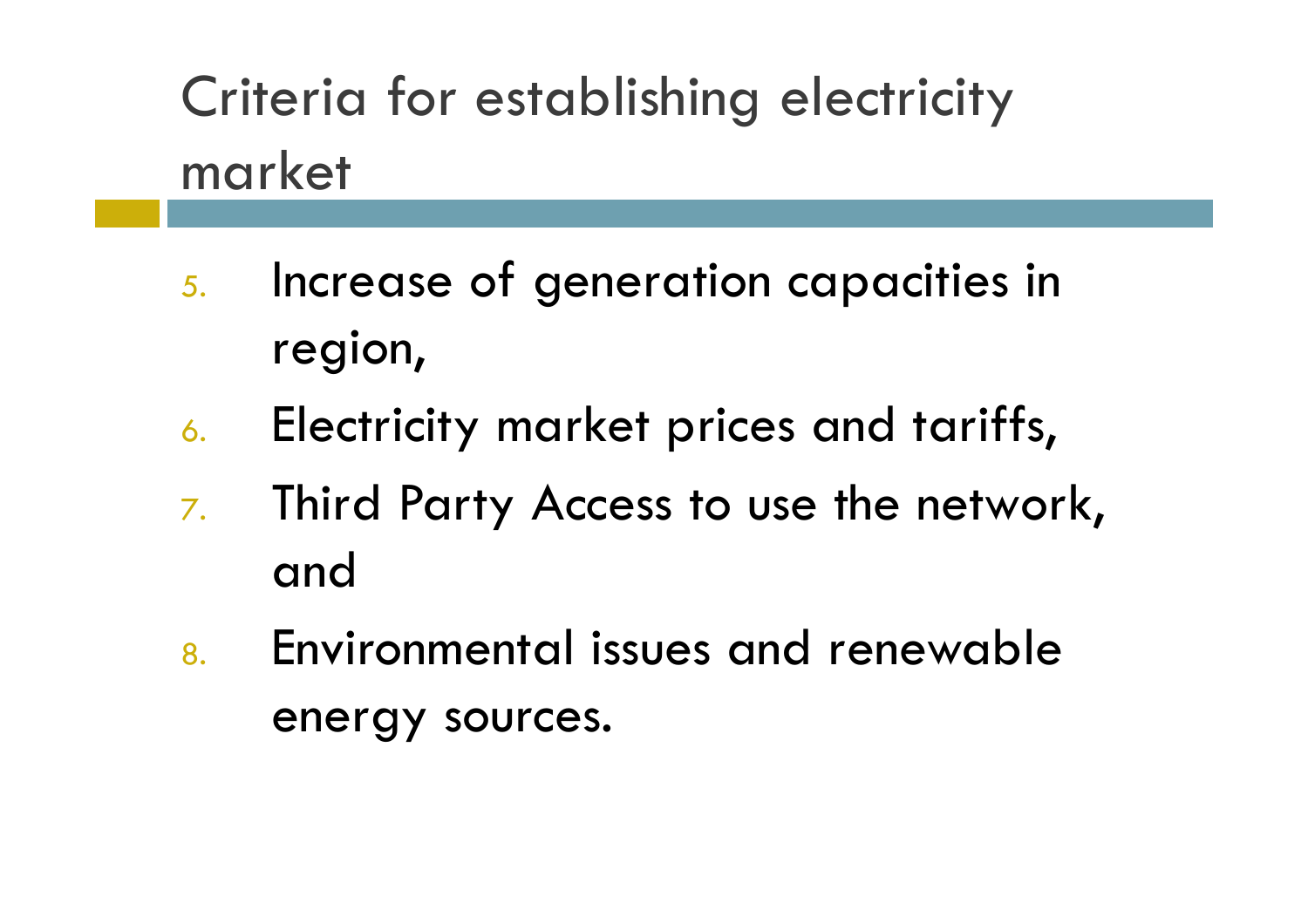# Criteria for establishing electricity market

5. Increase of generation capacities in region,
6. Electricity market prices and tariffs,
7. Third Party Access to use the network, and
8. Environmental issues and renewable energy sources.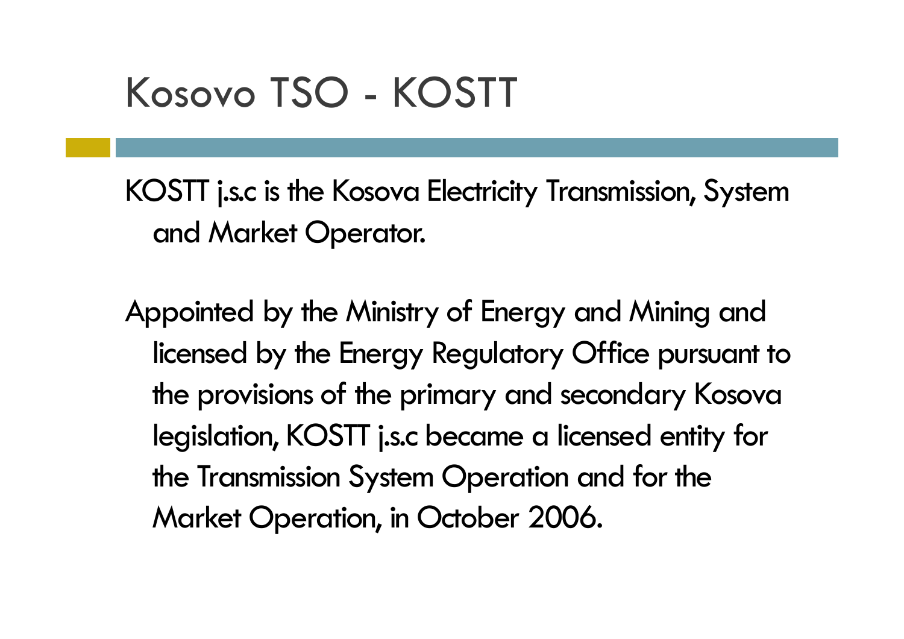# Kosovo TSO - KOSTT

KOSTT j.s.c is the Kosova Electricity Transmission, System and Market Operator.

Appointed by the Ministry of Energy and Mining and licensed by the Energy Regulatory Office pursuant to the provisions of the primary and secondary Kosova legislation, KOSTT j.s.c became a licensed entity for the Transmission System Operation and for the Market Operation, in October 2006.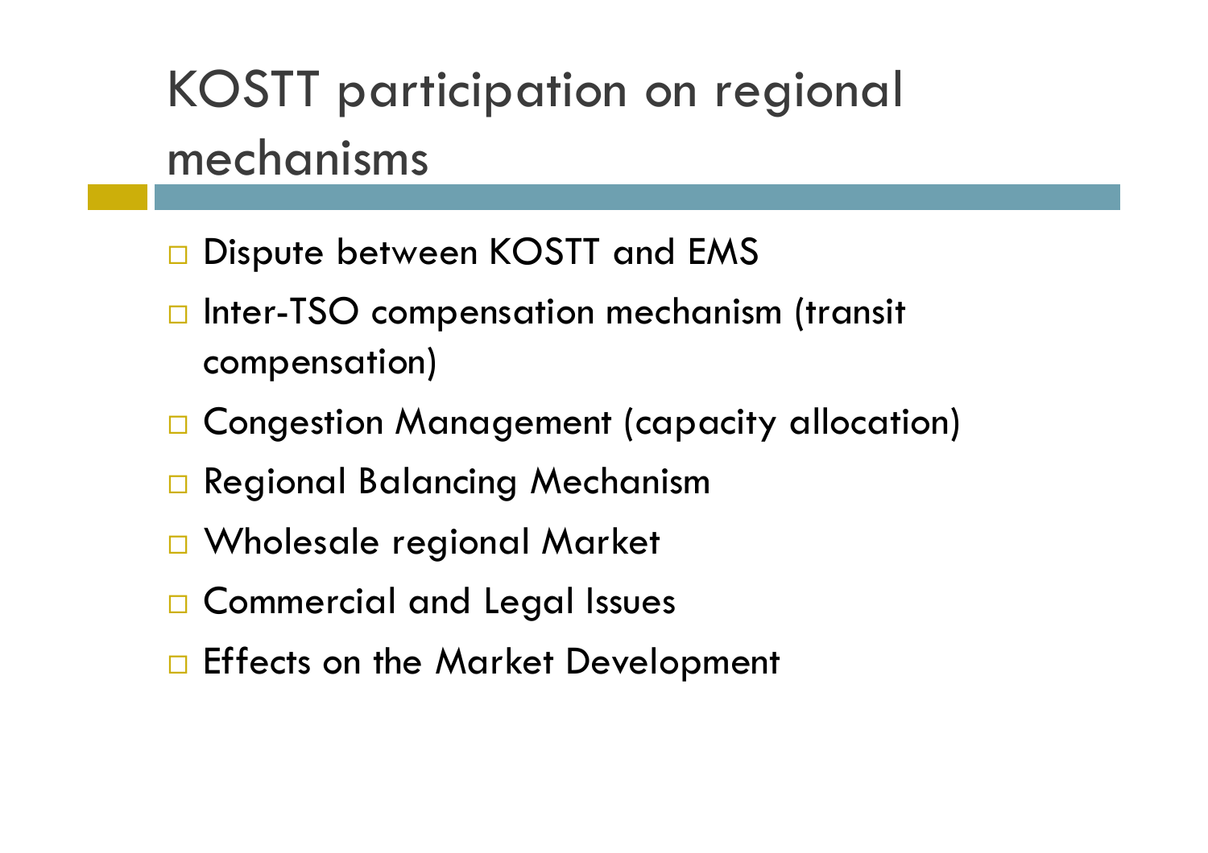# KOSTT participation on regional mechanisms

- Dispute between KOSTT and EMS
- Inter-TSO compensation mechanism (transit compensation)
- Congestion Management (capacity allocation)
- Regional Balancing Mechanism
- Wholesale regional Market
- Commercial and Legal Issues
- Effects on the Market Development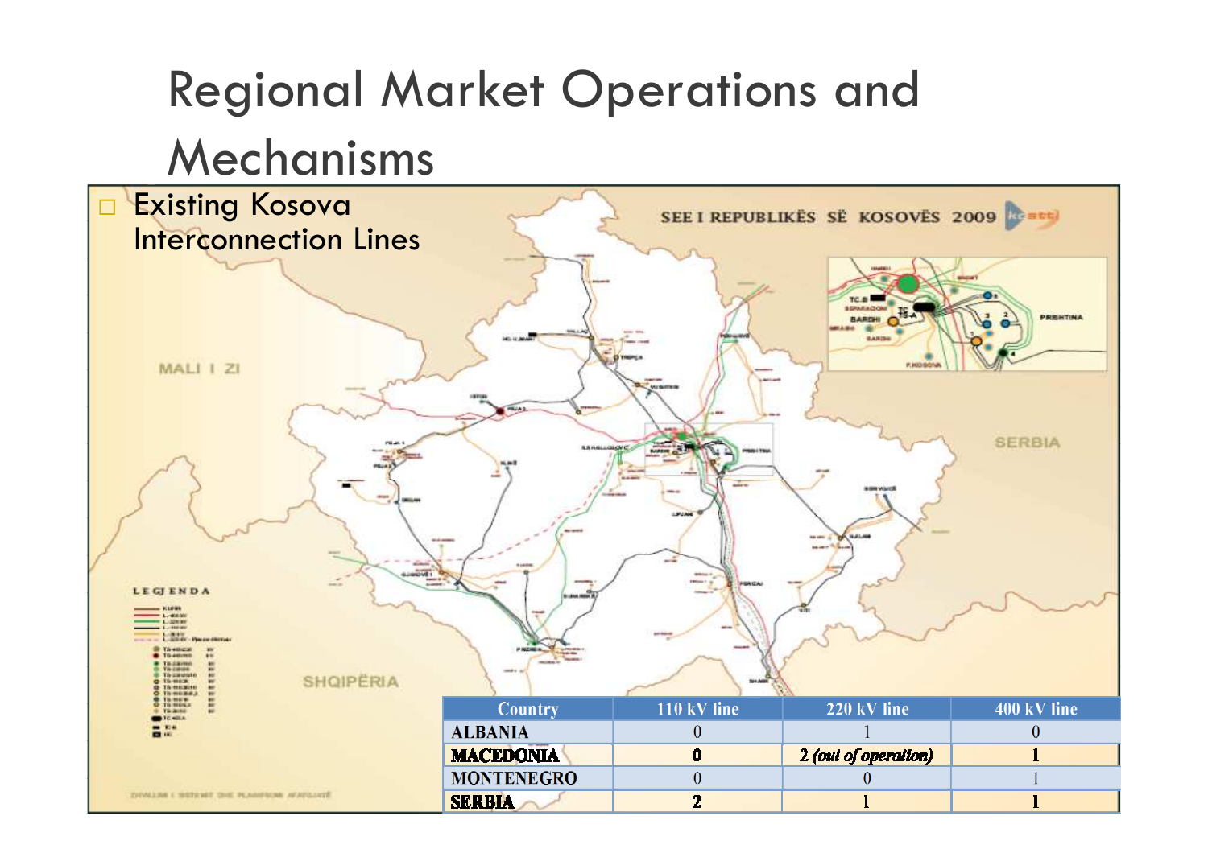# Regional Market Operations and Mechanisms

- Existing Kosova Interconnection Lines

| Country | 110 kV line | 220 kV line | 400 kV line |
|---|---|---|---|
| ALBANIA | 0 | 1 | 0 |
| **MACEDONIA** | **0** | 2 *(out of operation)* | **1** |
| MONTENEGRO | 0 | 0 | 1 |
| **SERBIA** | **2** | **1** | **1** |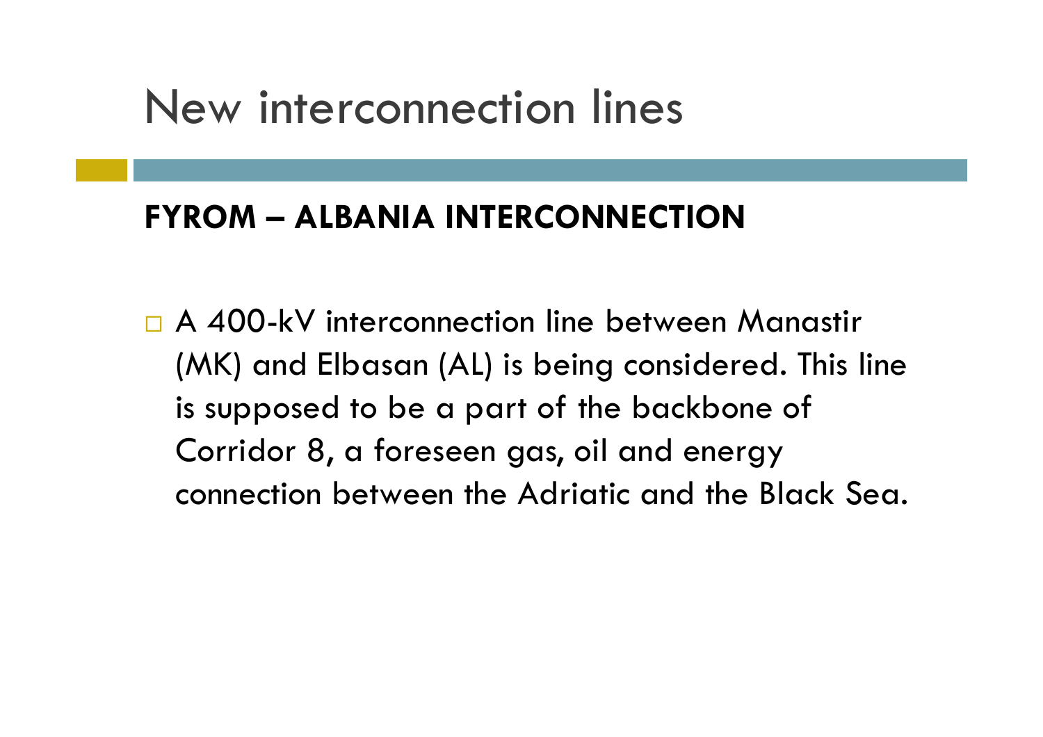# New interconnection lines

**FYROM – ALBANIA INTERCONNECTION**

- A 400-kV interconnection line between Manastir (MK) and Elbasan (AL) is being considered. This line is supposed to be a part of the backbone of Corridor 8, a foreseen gas, oil and energy connection between the Adriatic and the Black Sea.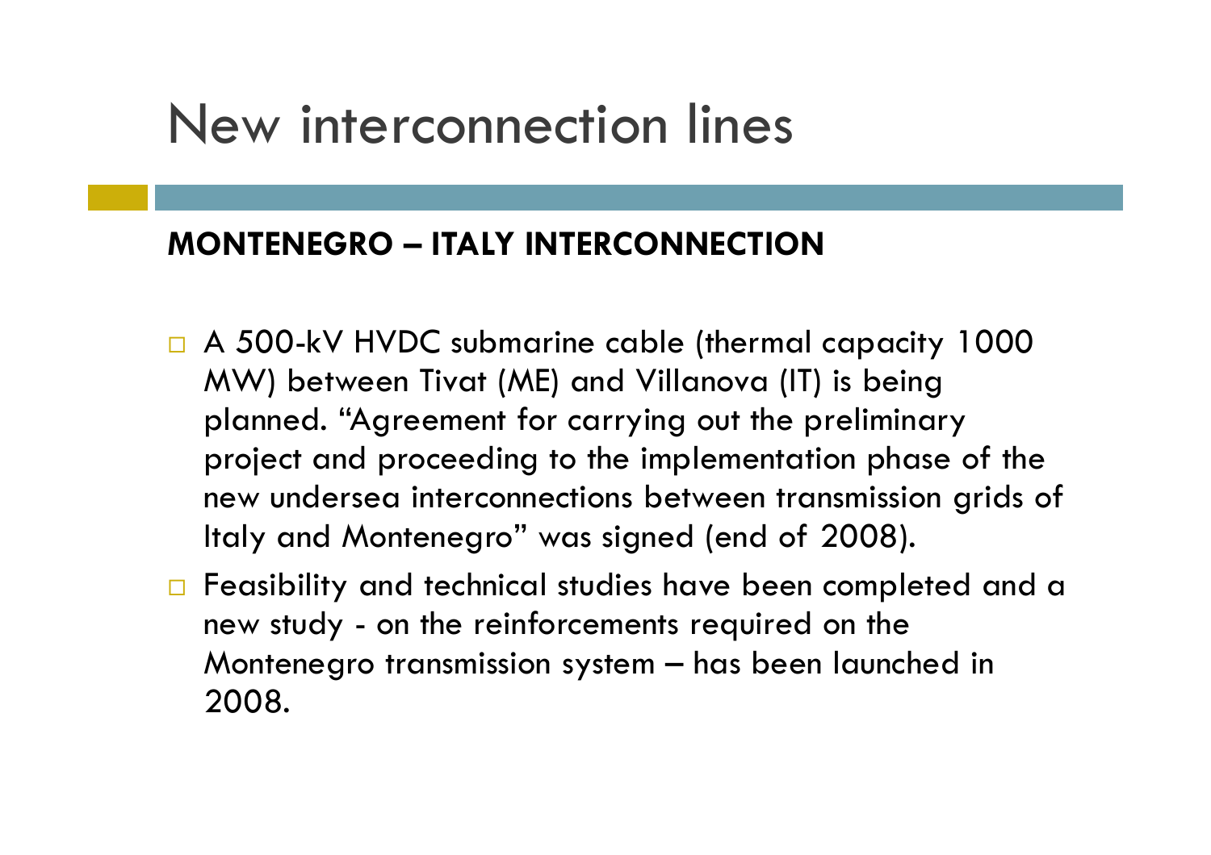# New interconnection lines

**MONTENEGRO – ITALY INTERCONNECTION**

- A 500-kV HVDC submarine cable (thermal capacity 1000 MW) between Tivat (ME) and Villanova (IT) is being planned. "Agreement for carrying out the preliminary project and proceeding to the implementation phase of the new undersea interconnections between transmission grids of Italy and Montenegro" was signed (end of 2008).
- Feasibility and technical studies have been completed and a new study - on the reinforcements required on the Montenegro transmission system – has been launched in 2008.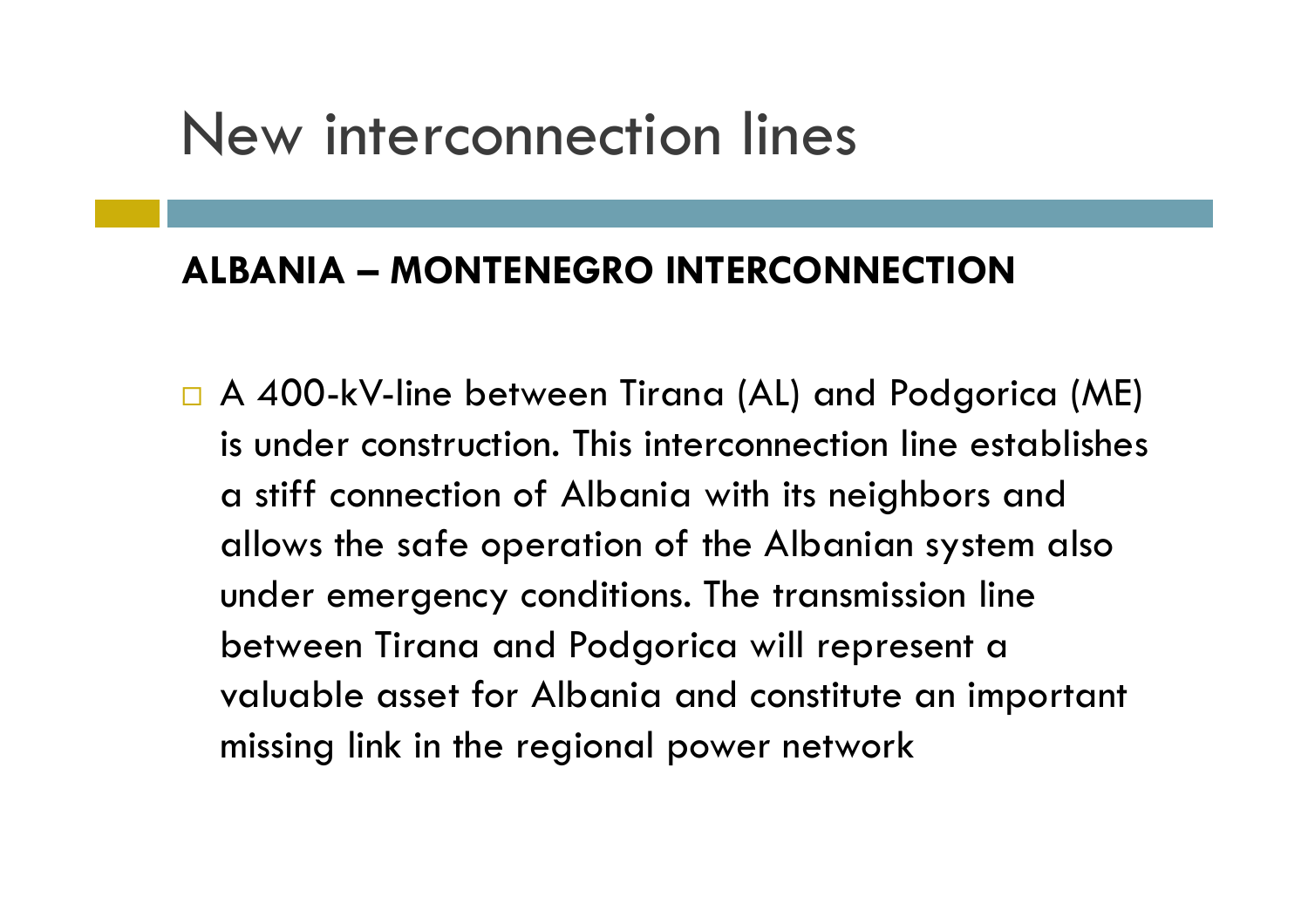# New interconnection lines

**ALBANIA – MONTENEGRO INTERCONNECTION**

- A 400-kV-line between Tirana (AL) and Podgorica (ME) is under construction. This interconnection line establishes a stiff connection of Albania with its neighbors and allows the safe operation of the Albanian system also under emergency conditions. The transmission line between Tirana and Podgorica will represent a valuable asset for Albania and constitute an important missing link in the regional power network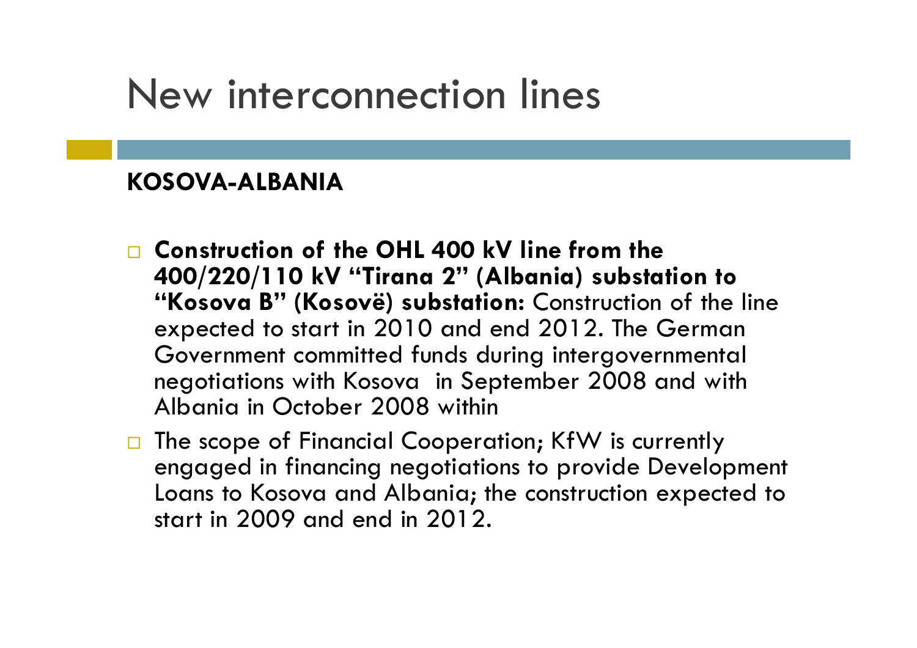# New interconnection lines

**KOSOVA-ALBANIA**

- **Construction of the OHL 400 kV line from the 400/220/110 kV "Tirana 2" (Albania) substation to "Kosova B" (Kosovë) substation:** Construction of the line expected to start in 2010 and end 2012. The German Government committed funds during intergovernmental negotiations with Kosova in September 2008 and with Albania in October 2008 within
- The scope of Financial Cooperation; KfW is currently engaged in financing negotiations to provide Development Loans to Kosova and Albania; the construction expected to start in 2009 and end in 2012.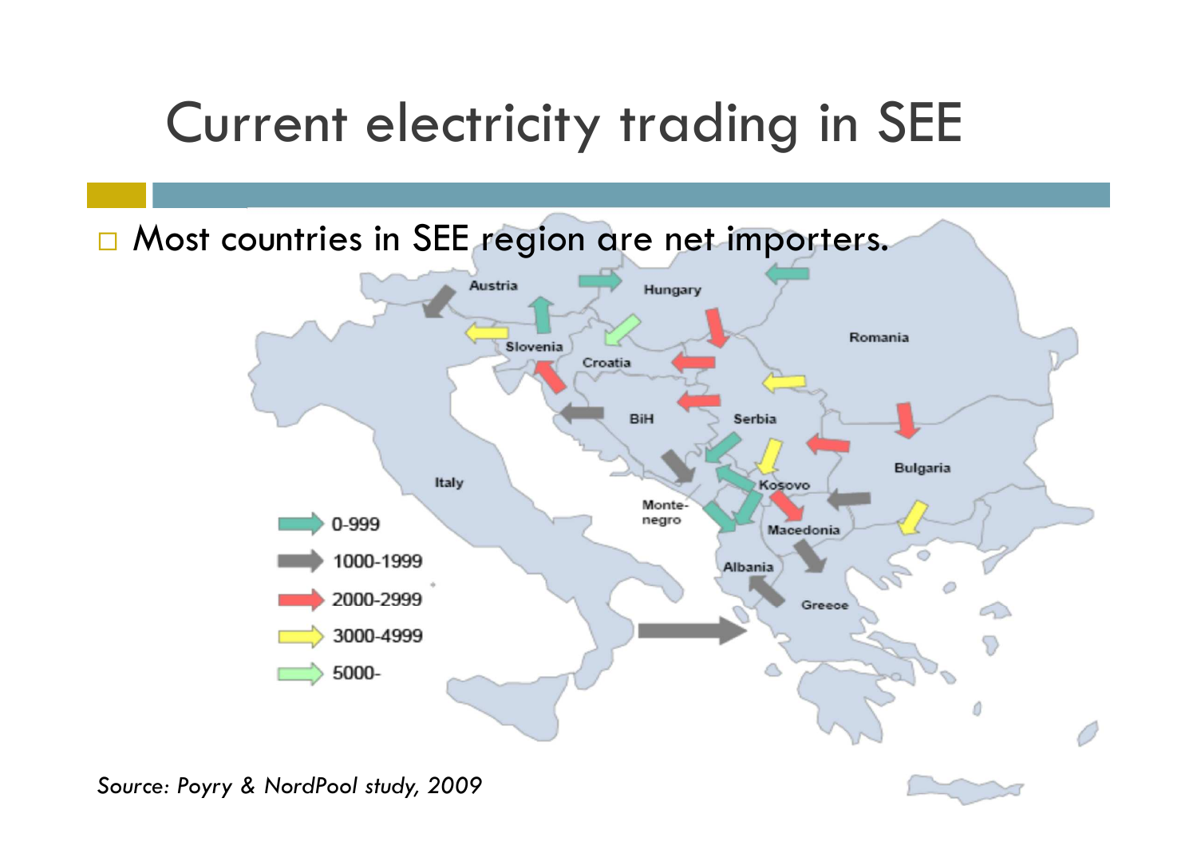# Current electricity trading in SEE

- Most countries in SEE region are net importers.

*Source: Poyry & NordPool study, 2009*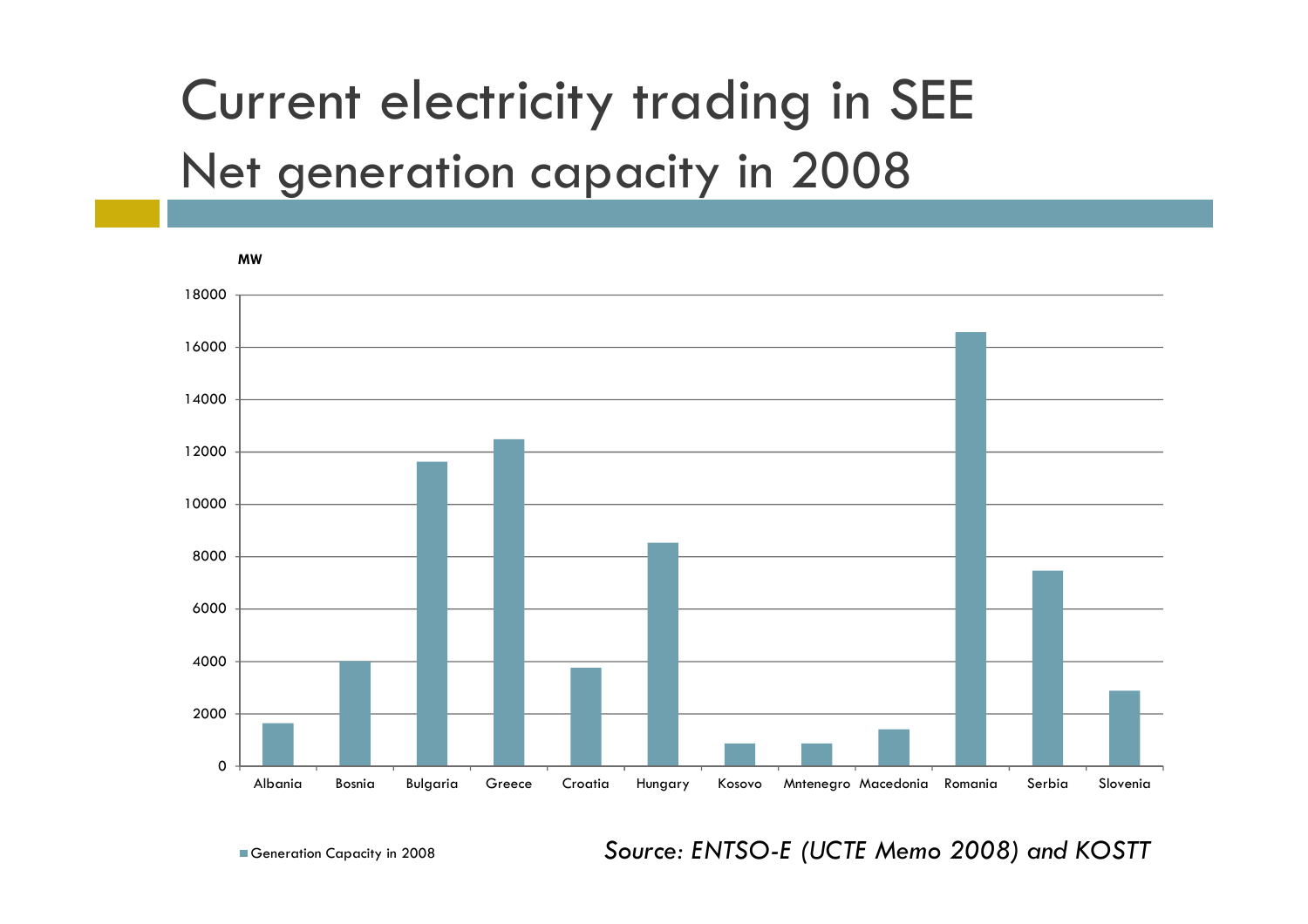# Current electricity trading in SEE
## Net generation capacity in 2008

MW

| Country | Generation Capacity in 2008 (MW) |
|---|---|
| Albania | ~1650 |
| Bosnia | ~4000 |
| Bulgaria | ~11600 |
| Greece | ~12500 |
| Croatia | ~3750 |
| Hungary | ~8500 |
| Kosovo | ~850 |
| Mntenegro | ~850 |
| Macedonia | ~1400 |
| Romania | ~16600 |
| Serbia | ~7450 |
| Slovenia | ~2850 |

Generation Capacity in 2008

*Source: ENTSO-E (UCTE Memo 2008) and KOSTT*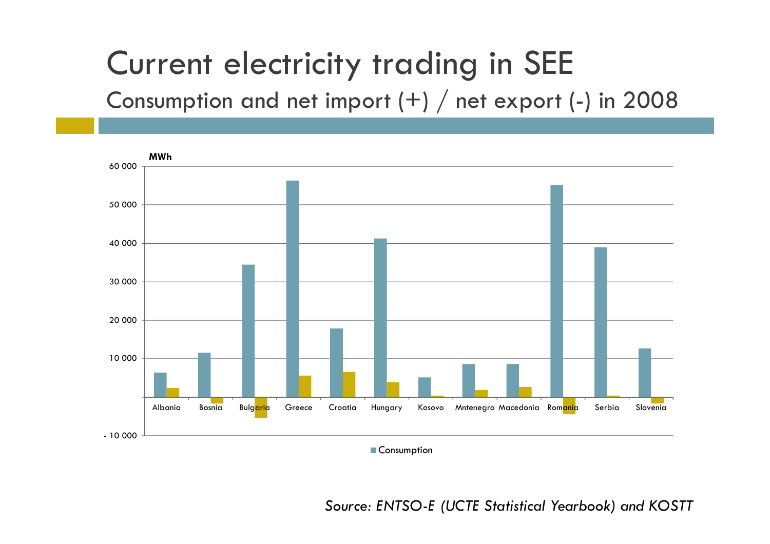# Current electricity trading in SEE

## Consumption and net import (+) / net export (-) in 2008

MWh

60 000
50 000
40 000
30 000
20 000
10 000
- 10 000

Albania Bosnia Bulgaria Greece Croatia Hungary Kosovo Mntenegro Macedonia Romania Serbia Slovenia

Consumption

*Source: ENTSO-E (UCTE Statistical Yearbook) and KOSTT*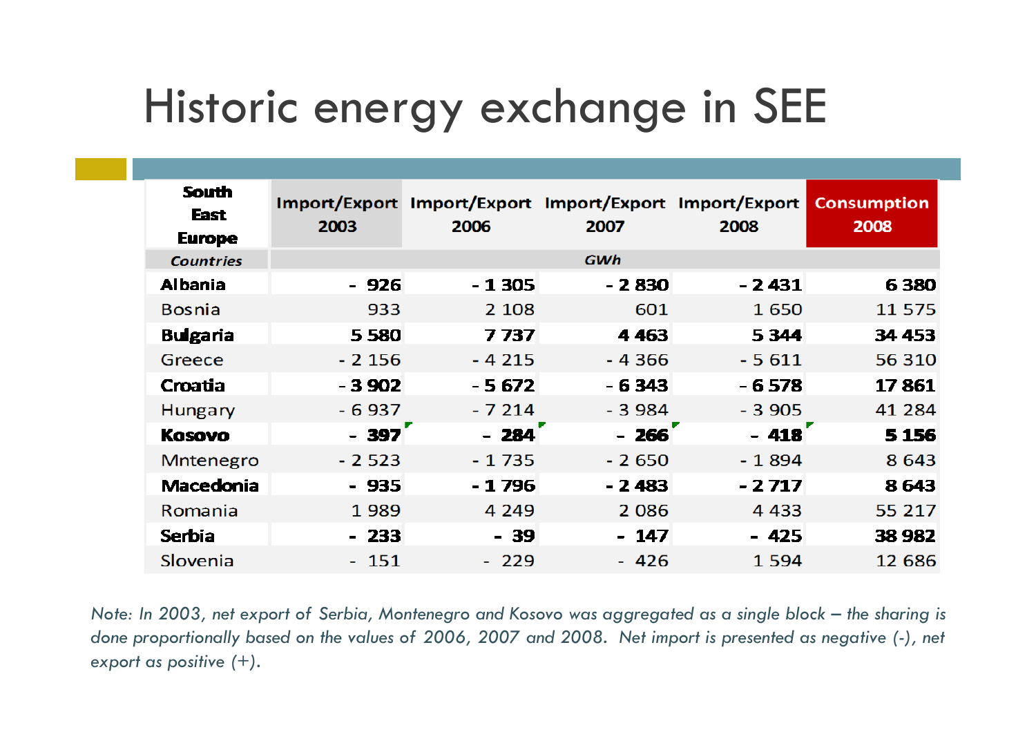# Historic energy exchange in SEE

| South East Europe | Import/Export 2003 | Import/Export 2006 | Import/Export 2007 | Import/Export 2008 | Consumption 2008 |
|---|---|---|---|---|---|
| *Countries* | *GWh* | | | | |
| **Albania** | **- 926** | **- 1 305** | **- 2 830** | **- 2 431** | **6 380** |
| Bosnia | 933 | 2 108 | 601 | 1 650 | 11 575 |
| **Bulgaria** | **5 580** | **7 737** | **4 463** | **5 344** | **34 453** |
| Greece | - 2 156 | - 4 215 | - 4 366 | - 5 611 | 56 310 |
| **Croatia** | **- 3 902** | **- 5 672** | **- 6 343** | **- 6 578** | **17 861** |
| Hungary | - 6 937 | - 7 214 | - 3 984 | - 3 905 | 41 284 |
| **Kosovo** | **- 397** | **- 284** | **- 266** | **- 418** | **5 156** |
| Mntenegro | - 2 523 | - 1 735 | - 2 650 | - 1 894 | 8 643 |
| **Macedonia** | **- 935** | **- 1 796** | **- 2 483** | **- 2 717** | **8 643** |
| Romania | 1 989 | 4 249 | 2 086 | 4 433 | 55 217 |
| **Serbia** | **- 233** | **- 39** | **- 147** | **- 425** | **38 982** |
| Slovenia | - 151 | - 229 | - 426 | 1 594 | 12 686 |

*Note: In 2003, net export of Serbia, Montenegro and Kosovo was aggregated as a single block – the sharing is done proportionally based on the values of 2006, 2007 and 2008. Net import is presented as negative (-), net export as positive (+).*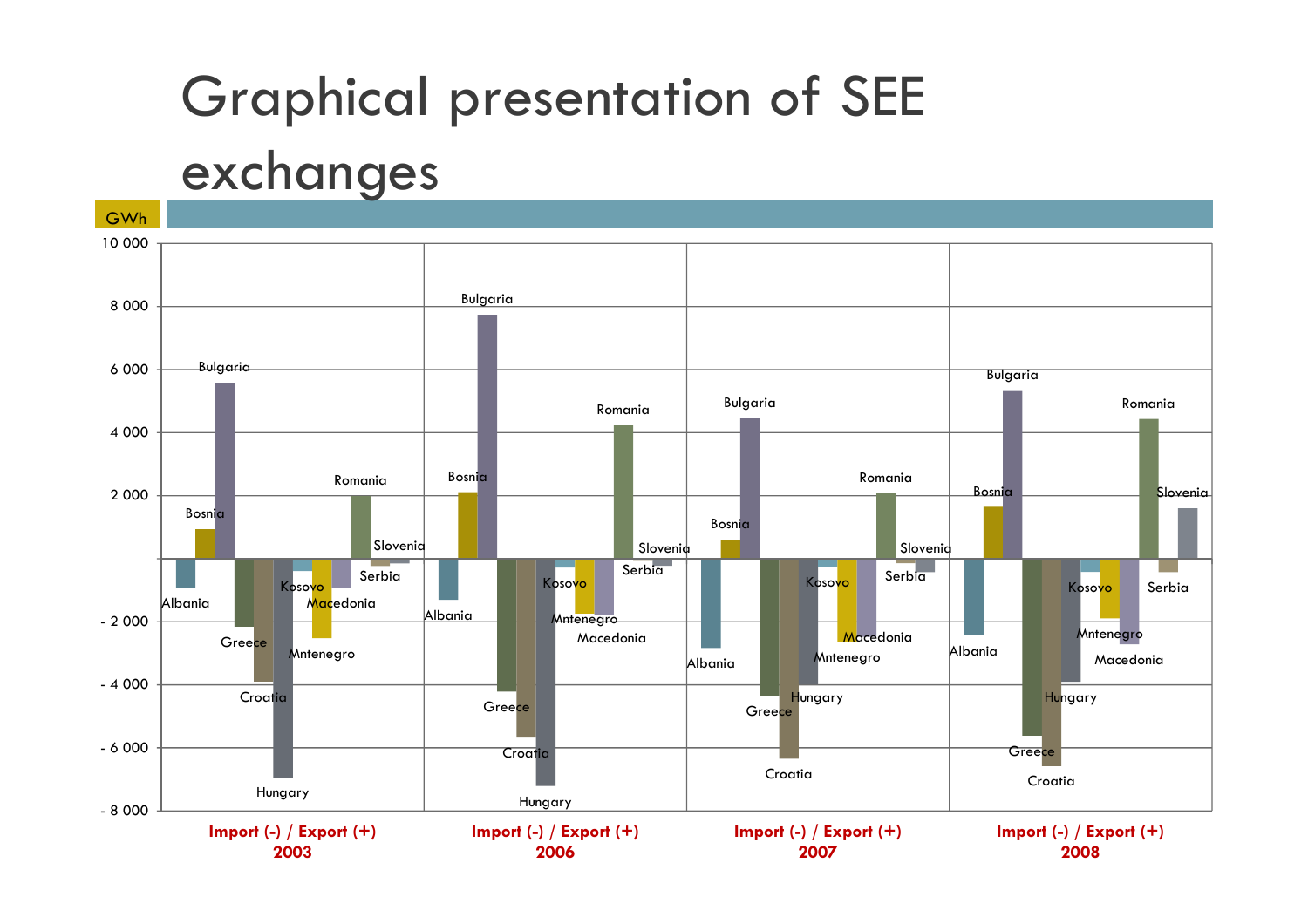# Graphical presentation of SEE exchanges

GWh

| Country | Import (-) / Export (+) 2003 | Import (-) / Export (+) 2006 | Import (-) / Export (+) 2007 | Import (-) / Export (+) 2008 |
|---|---|---|---|---|
| Albania | | | | |
| Bosnia | | | | |
| Bulgaria | | | | |
| Greece | | | | |
| Croatia | | | | |
| Hungary | | | | |
| Kosovo | | | | |
| Mntenegro | | | | |
| Macedonia | | | | |
| Romania | | | | |
| Serbia | | | | |
| Slovenia | | | | |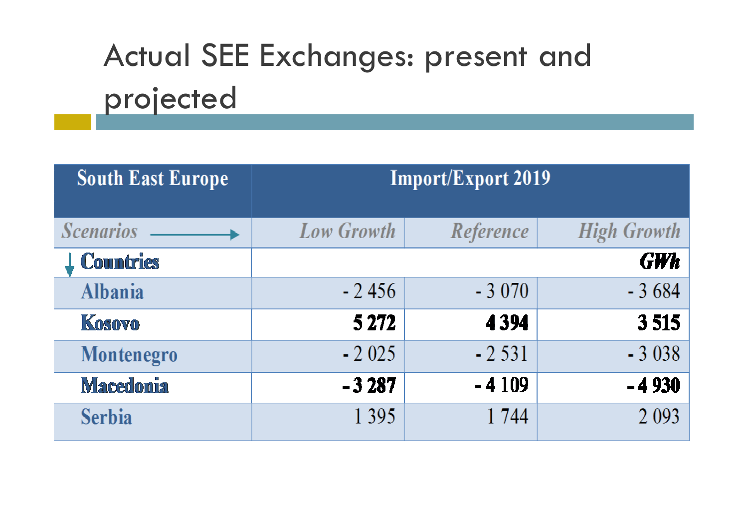# Actual SEE Exchanges: present and projected

| South East Europe | Import/Export 2019 | | |
|---|---|---|---|
| *Scenarios* → | *Low Growth* | *Reference* | *High Growth* |
| ↓ **Countries** | | | ***GWh*** |
| Albania | - 2 456 | - 3 070 | - 3 684 |
| **Kosovo** | **5 272** | **4 394** | **3 515** |
| Montenegro | - 2 025 | - 2 531 | - 3 038 |
| **Macedonia** | **- 3 287** | - 4 109 | **- 4 930** |
| Serbia | 1 395 | 1 744 | 2 093 |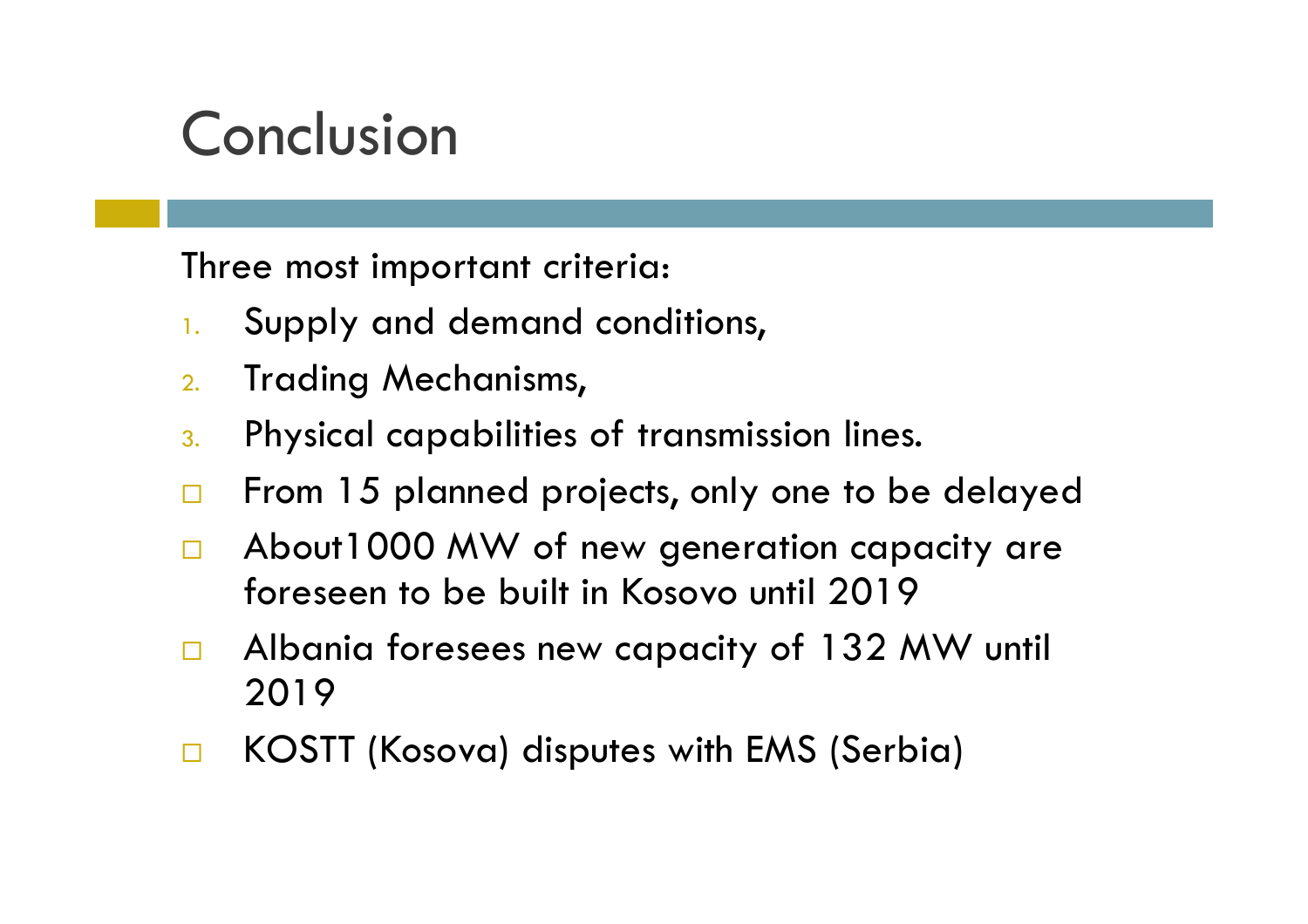# Conclusion

Three most important criteria:

1. Supply and demand conditions,
2. Trading Mechanisms,
3. Physical capabilities of transmission lines.

- From 15 planned projects, only one to be delayed
- About1000 MW of new generation capacity are foreseen to be built in Kosovo until 2019
- Albania foresees new capacity of 132 MW until 2019
- KOSTT (Kosova) disputes with EMS (Serbia)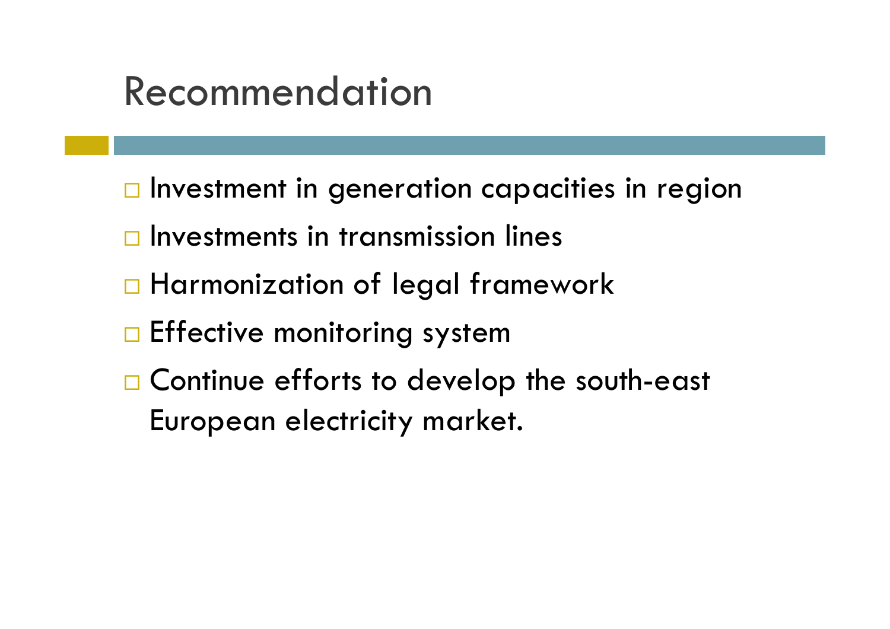# Recommendation

- Investment in generation capacities in region
- Investments in transmission lines
- Harmonization of legal framework
- Effective monitoring system
- Continue efforts to develop the south-east European electricity market.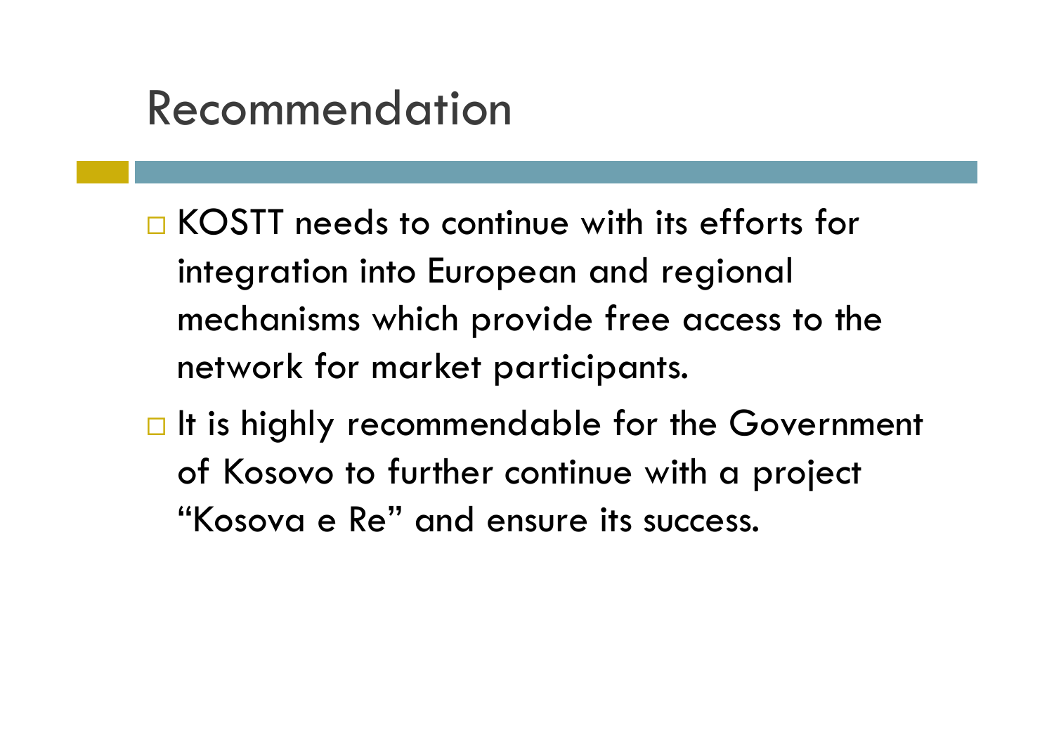# Recommendation

- KOSTT needs to continue with its efforts for integration into European and regional mechanisms which provide free access to the network for market participants.
- It is highly recommendable for the Government of Kosovo to further continue with a project "Kosova e Re" and ensure its success.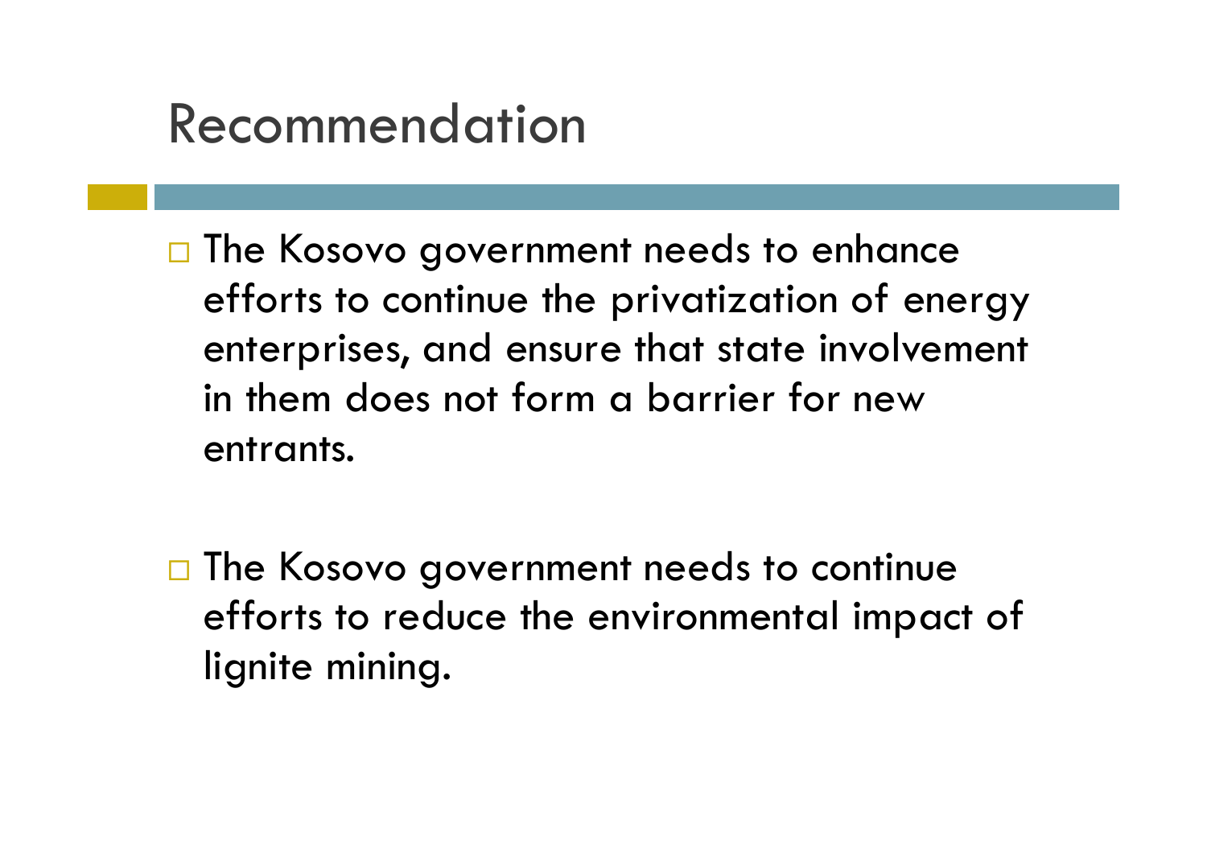# Recommendation

- The Kosovo government needs to enhance efforts to continue the privatization of energy enterprises, and ensure that state involvement in them does not form a barrier for new entrants.

- The Kosovo government needs to continue efforts to reduce the environmental impact of lignite mining.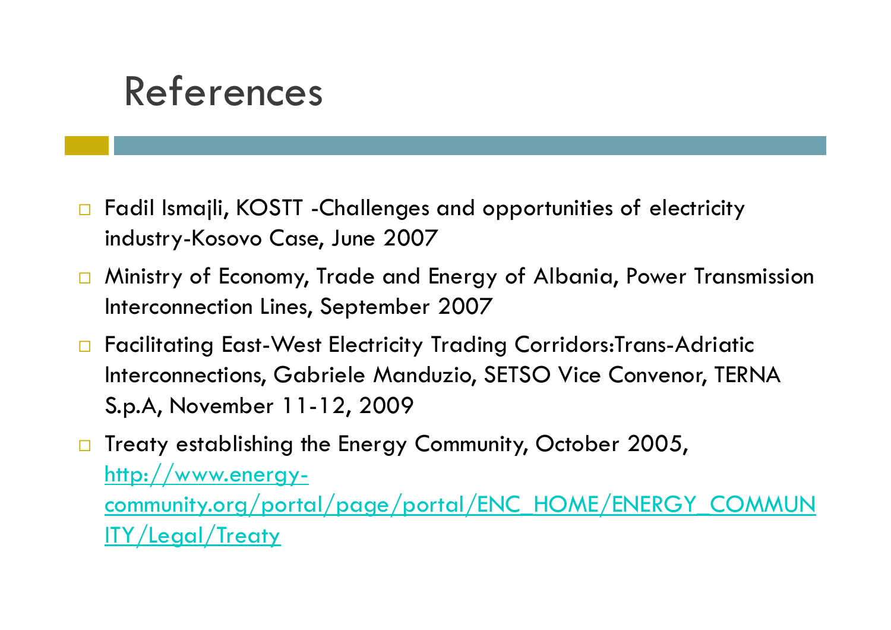# References

- Fadil Ismajli, KOSTT -Challenges and opportunities of electricity industry-Kosovo Case, June 2007
- Ministry of Economy, Trade and Energy of Albania, Power Transmission Interconnection Lines, September 2007
- Facilitating East-West Electricity Trading Corridors:Trans-Adriatic Interconnections, Gabriele Manduzio, SETSO Vice Convenor, TERNA S.p.A, November 11-12, 2009
- Treaty establishing the Energy Community, October 2005, [http://www.energy-community.org/portal/page/portal/ENC_HOME/ENERGY_COMMUNITY/Legal/Treaty](http://www.energy-community.org/portal/page/portal/ENC_HOME/ENERGY_COMMUNITY/Legal/Treaty)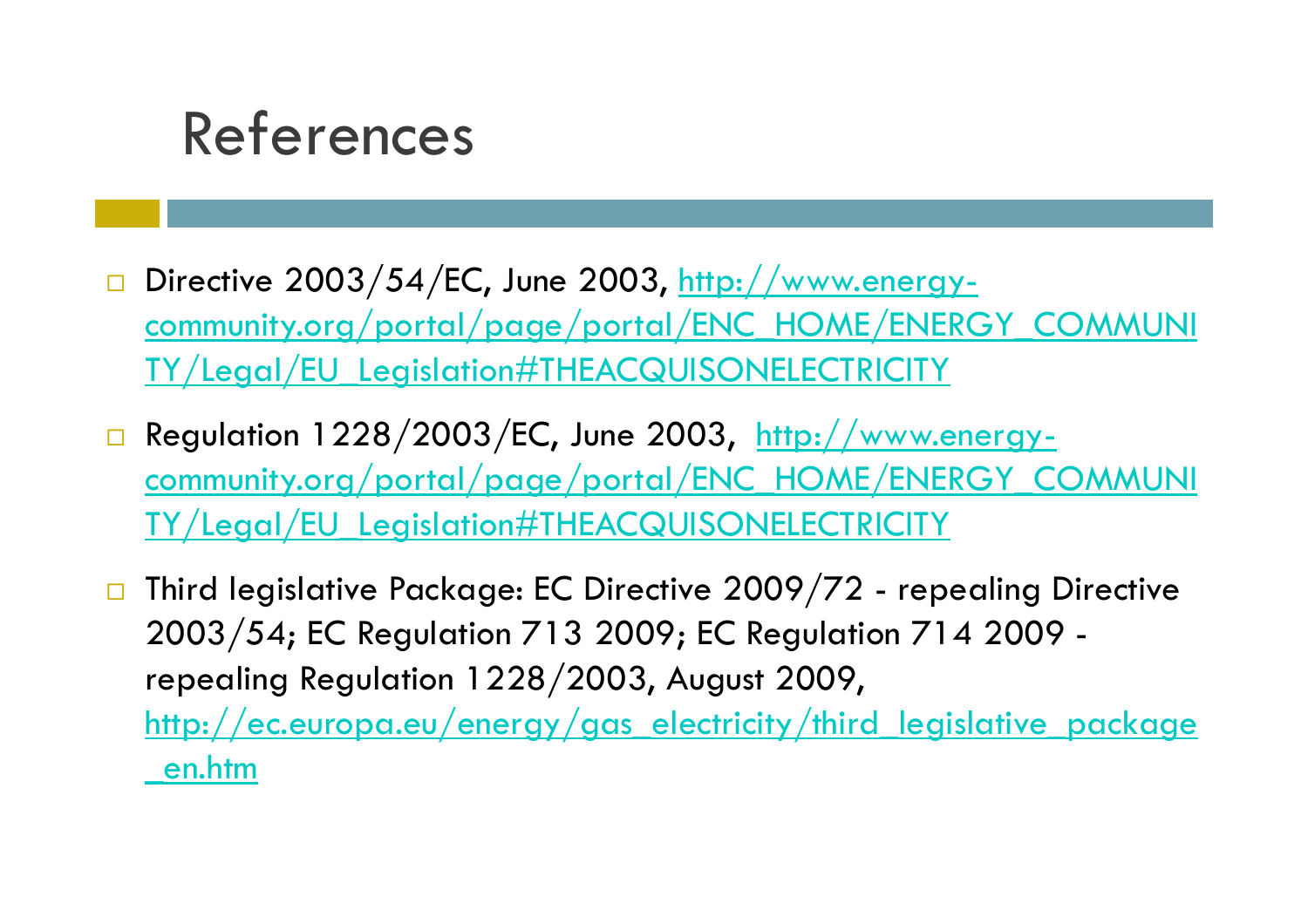# References

- Directive 2003/54/EC, June 2003, http://www.energy-community.org/portal/page/portal/ENC_HOME/ENERGY_COMMUNITY/Legal/EU_Legislation#THEACQUISONELECTRICITY
- Regulation 1228/2003/EC, June 2003, http://www.energy-community.org/portal/page/portal/ENC_HOME/ENERGY_COMMUNITY/Legal/EU_Legislation#THEACQUISONELECTRICITY
- Third legislative Package: EC Directive 2009/72 - repealing Directive 2003/54; EC Regulation 713 2009; EC Regulation 714 2009 - repealing Regulation 1228/2003, August 2009, http://ec.europa.eu/energy/gas_electricity/third_legislative_package_en.htm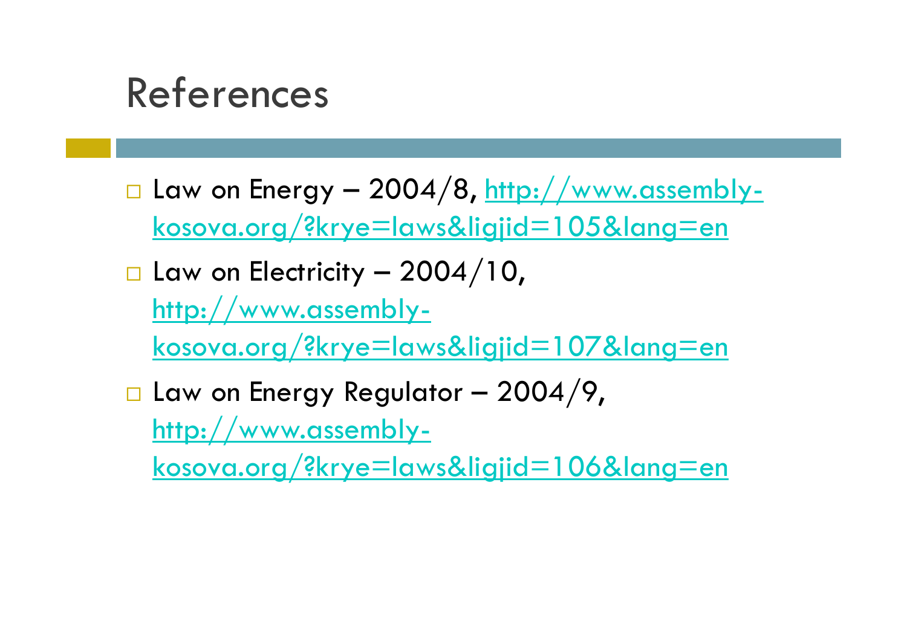# References

- Law on Energy – 2004/8, http://www.assembly-kosova.org/?krye=laws&ligjid=105&lang=en
- Law on Electricity – 2004/10, http://www.assembly-kosova.org/?krye=laws&ligjid=107&lang=en
- Law on Energy Regulator – 2004/9, http://www.assembly-kosova.org/?krye=laws&ligjid=106&lang=en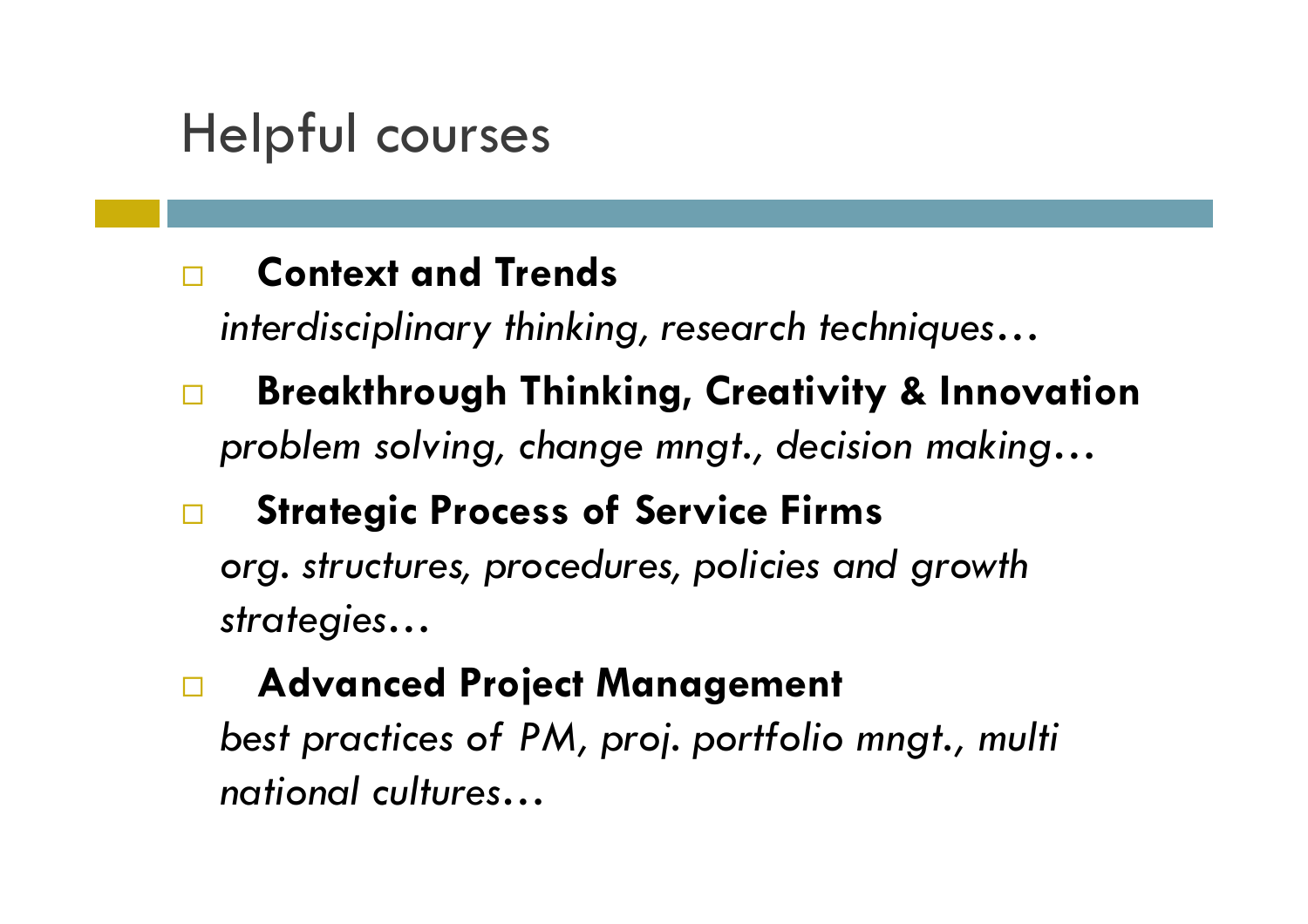# Helpful courses

- **Context and Trends**
  *interdisciplinary thinking, research techniques…*
- **Breakthrough Thinking, Creativity & Innovation**
  *problem solving, change mngt., decision making…*
- **Strategic Process of Service Firms**
  *org. structures, procedures, policies and growth strategies…*
- **Advanced Project Management**
  *best practices of PM, proj. portfolio mngt., multi national cultures…*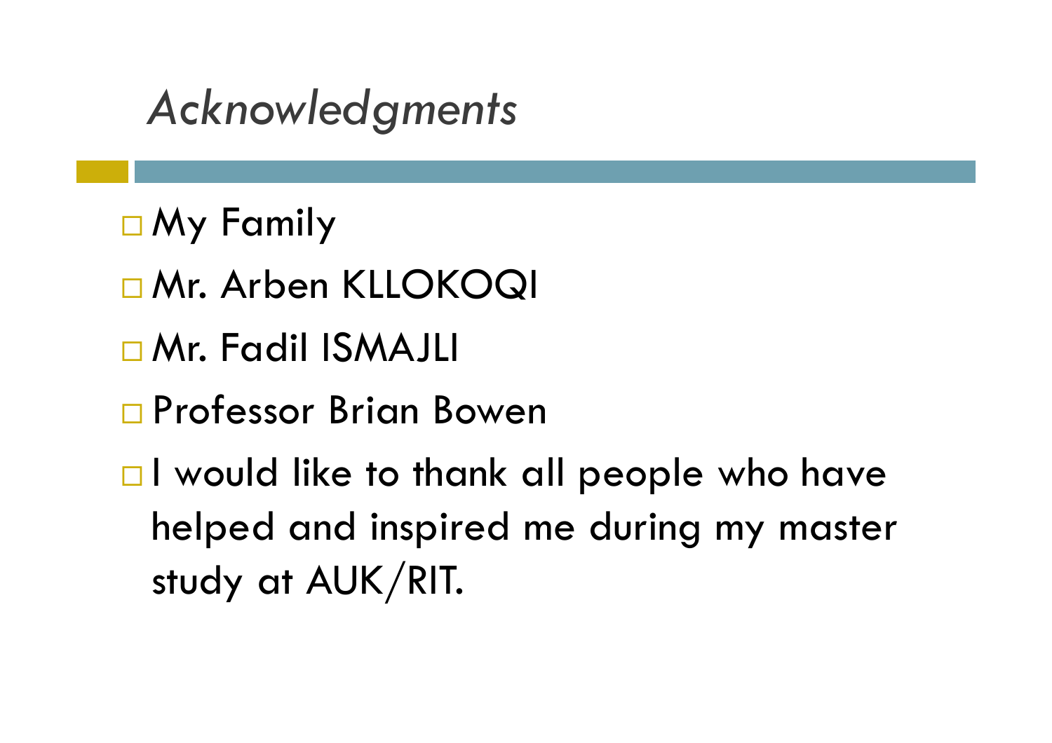# *Acknowledgments*

- My Family
- Mr. Arben KLLOKOQI
- Mr. Fadil ISMAJLI
- Professor Brian Bowen
- I would like to thank all people who have helped and inspired me during my master study at AUK/RIT.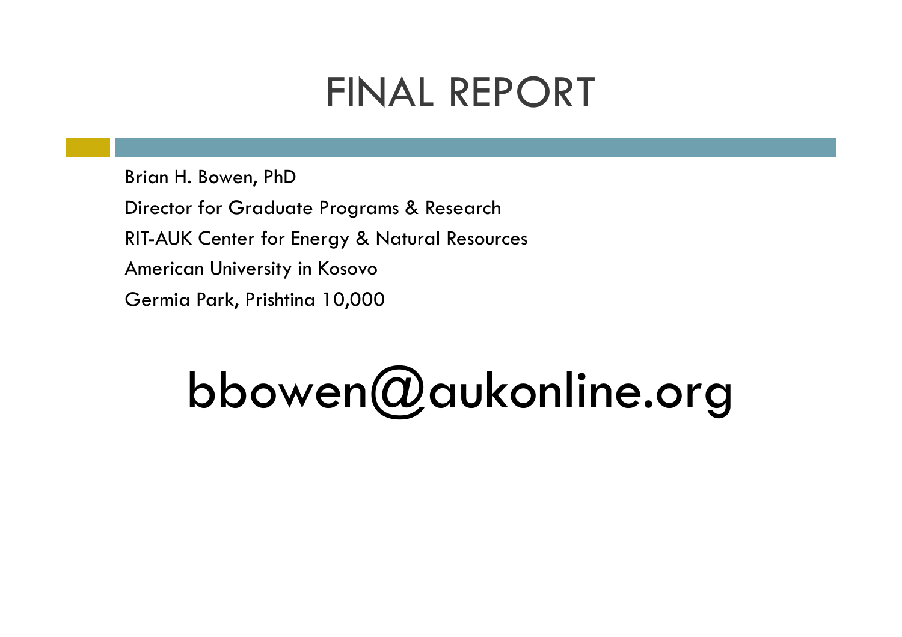# FINAL REPORT

Brian H. Bowen, PhD

Director for Graduate Programs & Research

RIT-AUK Center for Energy & Natural Resources

American University in Kosovo

Germia Park, Prishtina 10,000

## bbowen@aukonline.org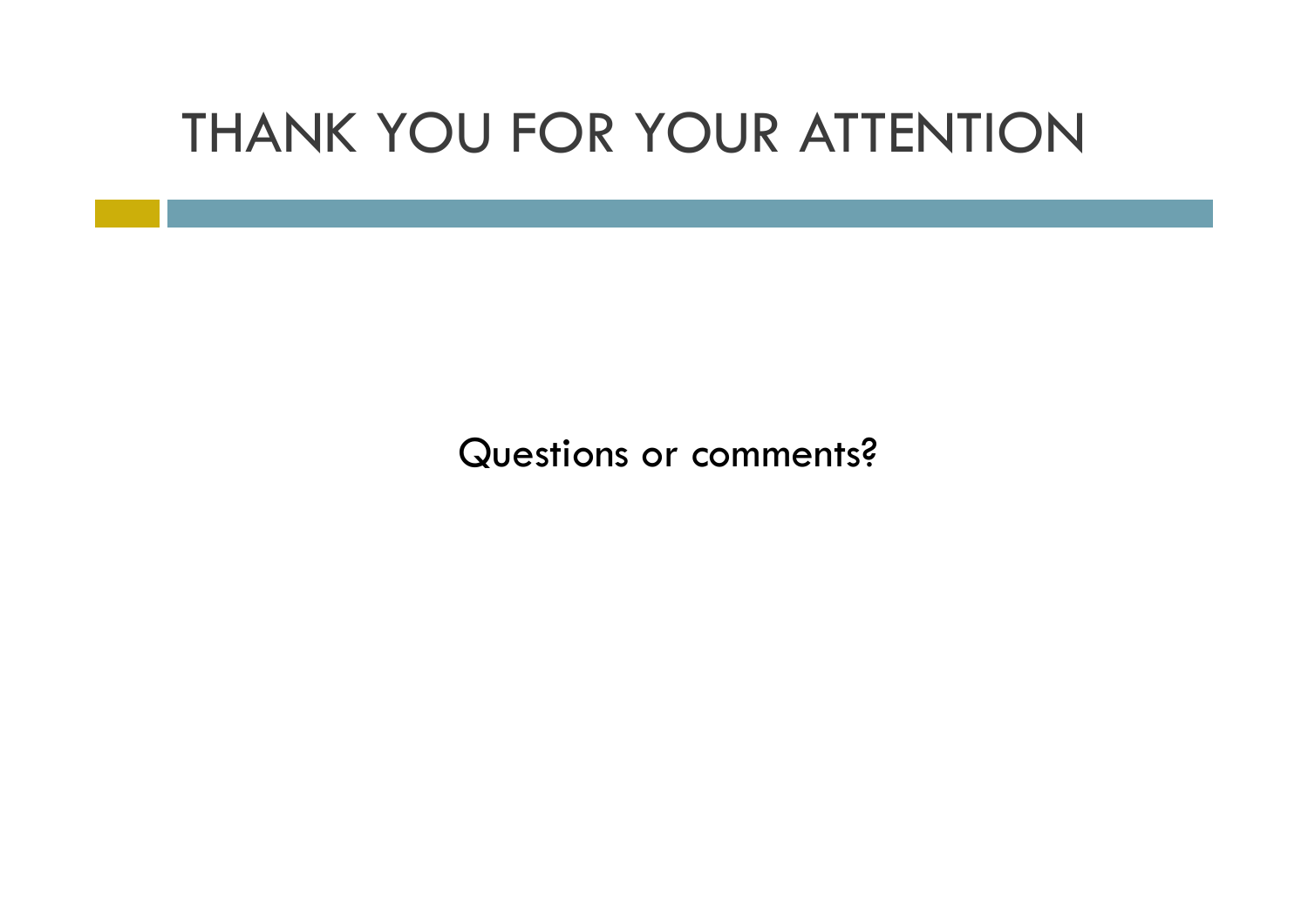# THANK YOU FOR YOUR ATTENTION

Questions or comments?